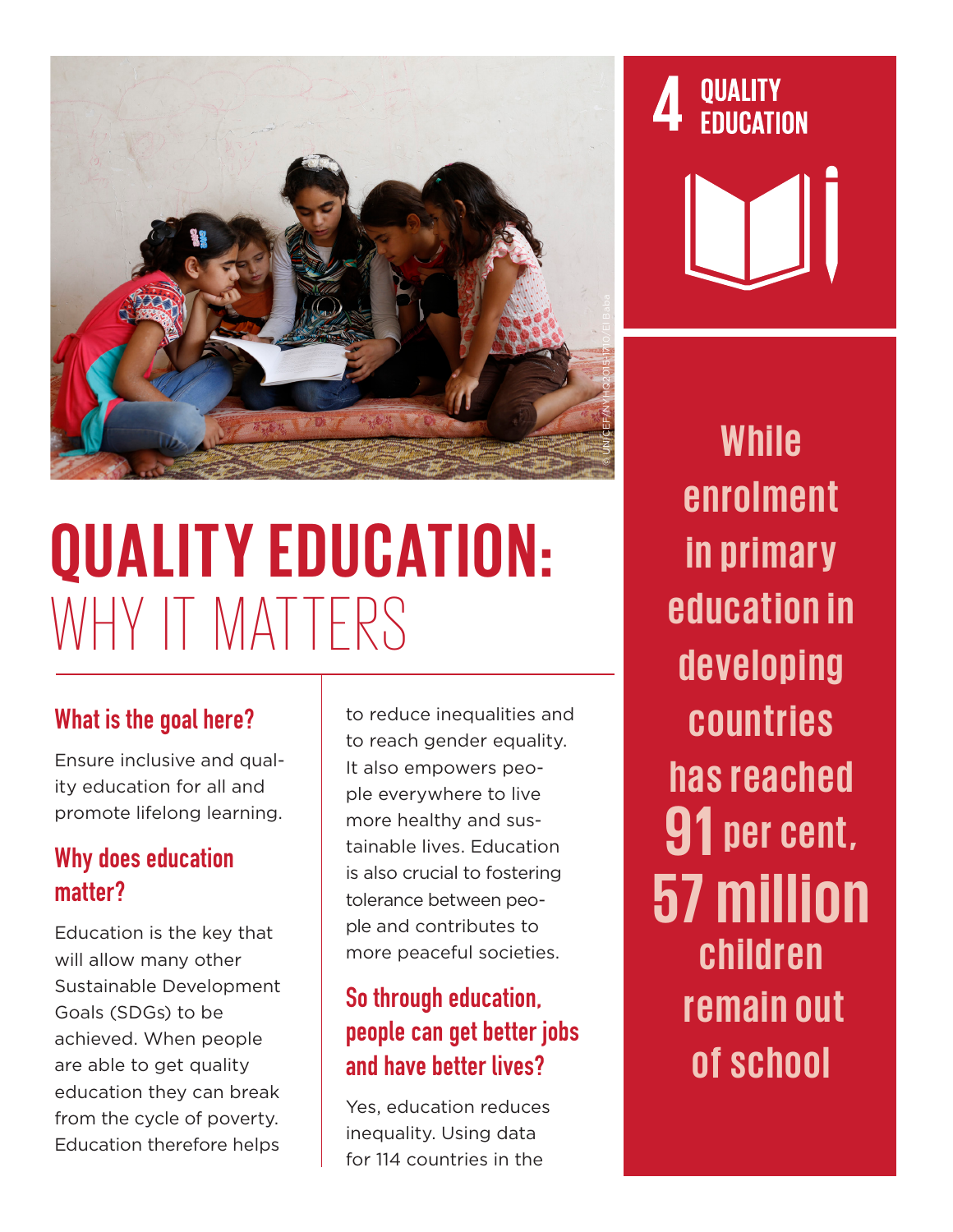# QUALITY EDUCATION: WHY IT MATTERS

4 QUALITY EDUCATION

## What is the goal here?

Ensure inclusive and quality education for all and promote lifelong learning.

## Why does education matter?

Education is the key that will allow many other Sustainable Development Goals (SDGs) to be achieved. When people are able to get quality education they can break from the cycle of poverty. Education therefore helps to reduce inequalities and to reach gender equality. It also empowers people everywhere to live more healthy and sustainable lives. Education is also crucial to fostering tolerance between people and contributes to more peaceful societies.

## So through education, people can get better jobs and have better lives?

Yes, education reduces inequality. Using data for 114 countries in the

**While enrolment in primary education in developing countries has reached 91 per cent, 57 million children remain out of school**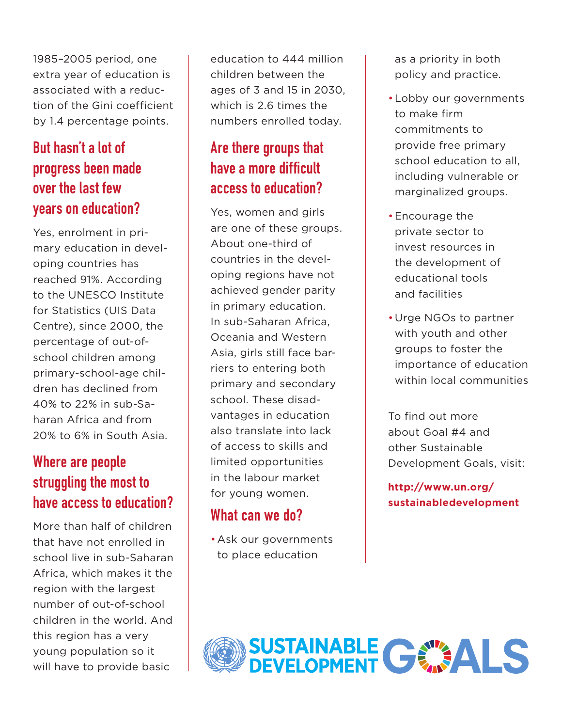1985–2005 period, one extra year of education is associated with a reduction of the Gini coefficient by 1.4 percentage points.

## But hasn't a lot of progress been made over the last few years on education?

Yes, enrolment in primary education in developing countries has reached 91%. According to the UNESCO Institute for Statistics (UIS Data Centre), since 2000, the percentage of out-of-school children among primary-school-age children has declined from 40% to 22% in sub-Saharan Africa and from 20% to 6% in South Asia.

## Where are people struggling the most to have access to education?

More than half of children that have not enrolled in school live in sub-Saharan Africa, which makes it the region with the largest number of out-of-school children in the world. And this region has a very young population so it will have to provide basic education to 444 million children between the ages of 3 and 15 in 2030, which is 2.6 times the numbers enrolled today.

## Are there groups that have a more difficult access to education?

Yes, women and girls are one of these groups. About one-third of countries in the developing regions have not achieved gender parity in primary education. In sub-Saharan Africa, Oceania and Western Asia, girls still face barriers to entering both primary and secondary school. These disadvantages in education also translate into lack of access to skills and limited opportunities in the labour market for young women.

## What can we do?

- Ask our governments to place education as a priority in both policy and practice.
- Lobby our governments to make firm commitments to provide free primary school education to all, including vulnerable or marginalized groups.
- Encourage the private sector to invest resources in the development of educational tools and facilities
- Urge NGOs to partner with youth and other groups to foster the importance of education within local communities

To find out more about Goal #4 and other Sustainable Development Goals, visit:

**http://www.un.org/sustainabledevelopment**

SUSTAINABLE DEVELOPMENT GOALS